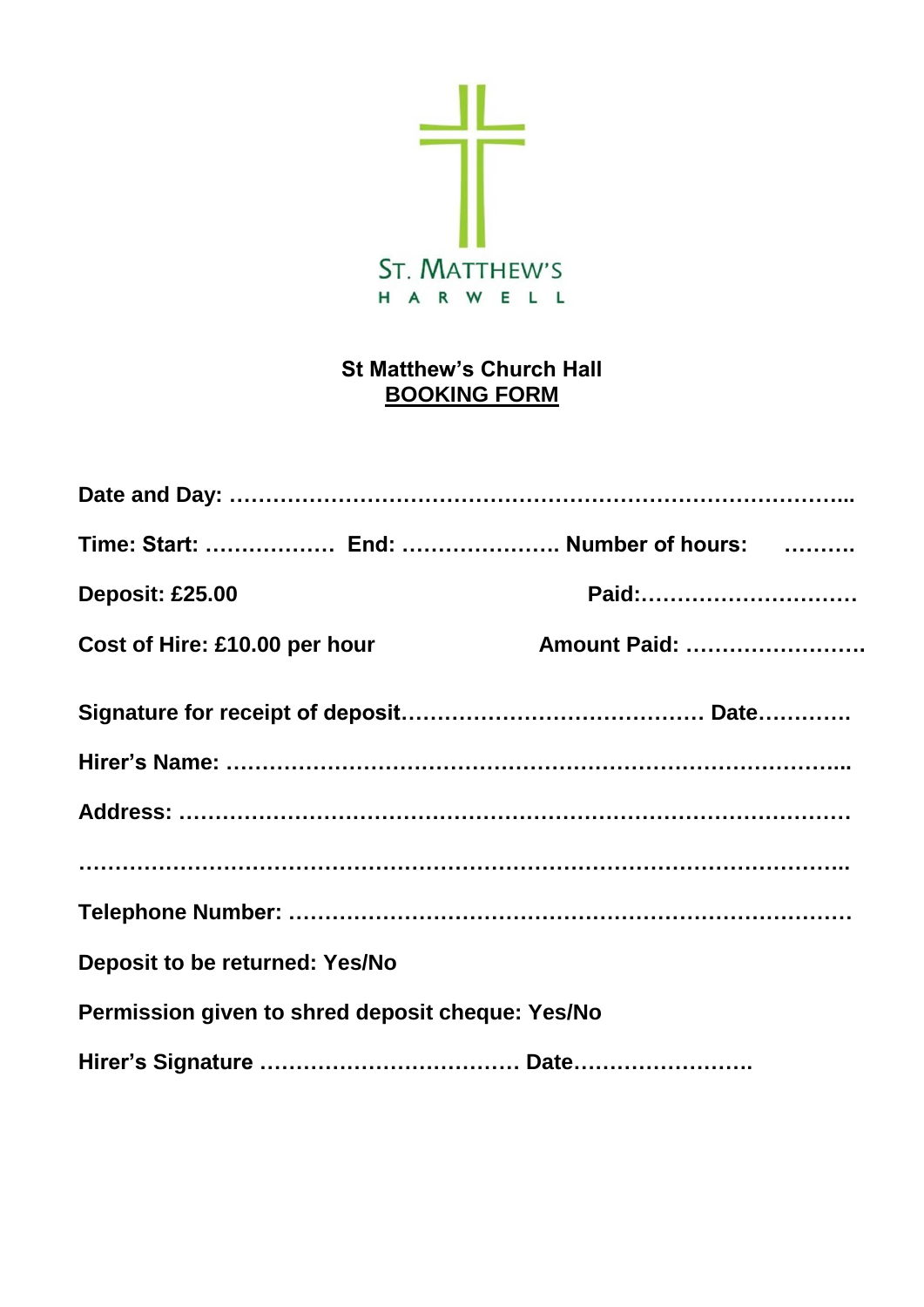ST. MATTHEW'S

HARWELL

## St Matthew's Church Hall
## BOOKING FORM

**Date and Day: ……………………………………………………………………………..**

**Time: Start: ……………… End: …………………. Number of hours: ……….**

**Deposit: £25.00 Paid:…………………………**

**Cost of Hire: £10.00 per hour Amount Paid: …………………….**

**Signature for receipt of deposit…………………………………… Date………….**

**Hirer's Name: ………………………………………………………………………..**

**Address: ……………………………………………………………………………**

**……………………………………………………………………………………………..**

**Telephone Number: ………………………………………………………………**

**Deposit to be returned: Yes/No**

**Permission given to shred deposit cheque: Yes/No**

**Hirer's Signature ……………………………… Date…………………….**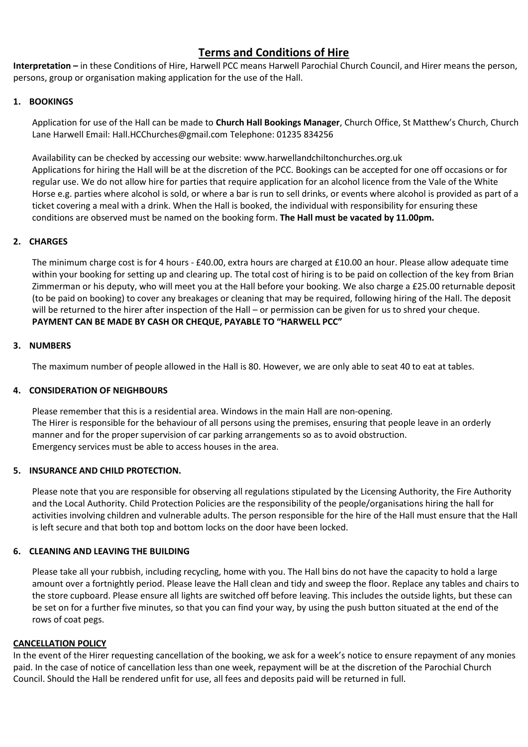# Terms and Conditions of Hire

**Interpretation –** in these Conditions of Hire, Harwell PCC means Harwell Parochial Church Council, and Hirer means the person, persons, group or organisation making application for the use of the Hall.

## 1. BOOKINGS

Application for use of the Hall can be made to **Church Hall Bookings Manager**, Church Office, St Matthew's Church, Church Lane Harwell Email: Hall.HCChurches@gmail.com Telephone: 01235 834256

Availability can be checked by accessing our website: www.harwellandchiltonchurches.org.uk
Applications for hiring the Hall will be at the discretion of the PCC. Bookings can be accepted for one off occasions or for regular use. We do not allow hire for parties that require application for an alcohol licence from the Vale of the White Horse e.g. parties where alcohol is sold, or where a bar is run to sell drinks, or events where alcohol is provided as part of a ticket covering a meal with a drink. When the Hall is booked, the individual with responsibility for ensuring these conditions are observed must be named on the booking form. **The Hall must be vacated by 11.00pm.**

## 2. CHARGES

The minimum charge cost is for 4 hours - £40.00, extra hours are charged at £10.00 an hour. Please allow adequate time within your booking for setting up and clearing up. The total cost of hiring is to be paid on collection of the key from Brian Zimmerman or his deputy, who will meet you at the Hall before your booking. We also charge a £25.00 returnable deposit (to be paid on booking) to cover any breakages or cleaning that may be required, following hiring of the Hall. The deposit will be returned to the hirer after inspection of the Hall – or permission can be given for us to shred your cheque.
**PAYMENT CAN BE MADE BY CASH OR CHEQUE, PAYABLE TO "HARWELL PCC"**

## 3. NUMBERS

The maximum number of people allowed in the Hall is 80. However, we are only able to seat 40 to eat at tables.

## 4. CONSIDERATION OF NEIGHBOURS

Please remember that this is a residential area. Windows in the main Hall are non-opening.
The Hirer is responsible for the behaviour of all persons using the premises, ensuring that people leave in an orderly manner and for the proper supervision of car parking arrangements so as to avoid obstruction.
Emergency services must be able to access houses in the area.

## 5. INSURANCE AND CHILD PROTECTION.

Please note that you are responsible for observing all regulations stipulated by the Licensing Authority, the Fire Authority and the Local Authority. Child Protection Policies are the responsibility of the people/organisations hiring the hall for activities involving children and vulnerable adults. The person responsible for the hire of the Hall must ensure that the Hall is left secure and that both top and bottom locks on the door have been locked.

## 6. CLEANING AND LEAVING THE BUILDING

Please take all your rubbish, including recycling, home with you. The Hall bins do not have the capacity to hold a large amount over a fortnightly period. Please leave the Hall clean and tidy and sweep the floor. Replace any tables and chairs to the store cupboard. Please ensure all lights are switched off before leaving. This includes the outside lights, but these can be set on for a further five minutes, so that you can find your way, by using the push button situated at the end of the rows of coat pegs.

## CANCELLATION POLICY

In the event of the Hirer requesting cancellation of the booking, we ask for a week's notice to ensure repayment of any monies paid. In the case of notice of cancellation less than one week, repayment will be at the discretion of the Parochial Church Council. Should the Hall be rendered unfit for use, all fees and deposits paid will be returned in full.